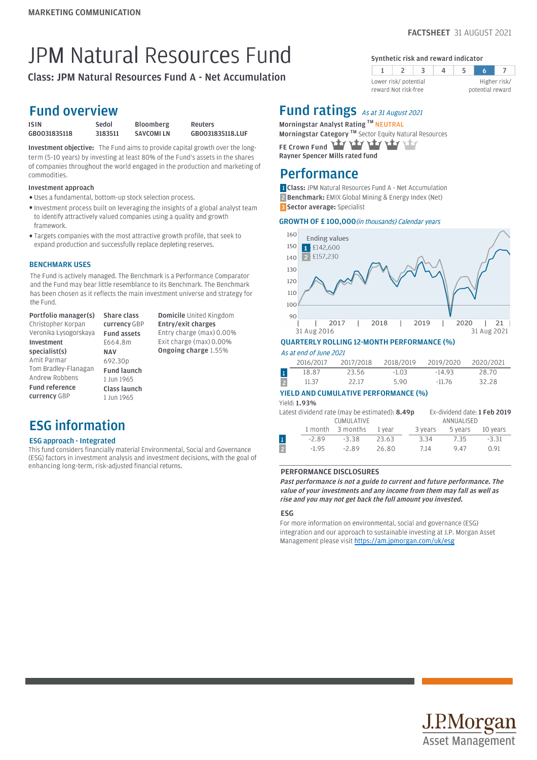MARKETING COMMUNICATION

**FACTSHEET** 31 AUGUST 2021

# JPM Natural Resources Fund

**Class: JPM Natural Resources Fund A - Net Accumulation**

**Synthetic risk and reward indicator**

| 1 | 2 | 3 | 4 | 5 | **6** | 7 |
|---|---|---|---|---|---|---|

Lower risk/ potential reward Not risk-free — Higher risk/ potential reward

## Fund overview

| ISIN | Sedol | Bloomberg | Reuters |
|---|---|---|---|
| GB0031835118 | 3183511 | SAVCOMI LN | GB0031835118.LUF |

**Investment objective:** The Fund aims to provide capital growth over the long-term (5-10 years) by investing at least 80% of the Fund's assets in the shares of companies throughout the world engaged in the production and marketing of commodities.

**Investment approach**

- Uses a fundamental, bottom-up stock selection process.
- Investment process built on leveraging the insights of a global analyst team to identify attractively valued companies using a quality and growth framework.
- Targets companies with the most attractive growth profile, that seek to expand production and successfully replace depleting reserves.

### BENCHMARK USES

The Fund is actively managed. The Benchmark is a Performance Comparator and the Fund may bear little resemblance to its Benchmark. The Benchmark has been chosen as it reflects the main investment universe and strategy for the Fund.

**Portfolio manager(s)**
Christopher Korpan
Veronika Lysogorskaya

**Investment specialist(s)**
Amit Parmar
Tom Bradley-Flanagan
Andrew Robbens

**Fund reference currency** GBP

**Share class currency** GBP

**Fund assets**
£664.8m

**NAV**
692.30p

**Fund launch**
1 Jun 1965

**Class launch**
1 Jun 1965

**Domicile** United Kingdom

**Entry/exit charges**
Entry charge (max) 0.00%
Exit charge (max) 0.00%

**Ongoing charge** 1.55%

## ESG information

### ESG approach - Integrated

This fund considers financially material Environmental, Social and Governance (ESG) factors in investment analysis and investment decisions, with the goal of enhancing long-term, risk-adjusted financial returns.

## Fund ratings *As at 31 August 2021*

**Morningstar Analyst Rating ™** NEUTRAL

**Morningstar Category ™** Sector Equity Natural Resources

**FE Crown Fund**

**Rayner Spencer Mills rated fund**

## Performance

1 **Class:** JPM Natural Resources Fund A - Net Accumulation
2 **Benchmark:** EMIX Global Mining & Energy Index (Net)
3 **Sector average:** Specialist

### GROWTH OF £ 100,000 *(in thousands) Calendar years*

Ending values
1 £142,600
2 £157,230

31 Aug 2016 — 31 Aug 2021

### QUARTERLY ROLLING 12-MONTH PERFORMANCE (%)

*As at end of June 2021*

| | 2016/2017 | 2017/2018 | 2018/2019 | 2019/2020 | 2020/2021 |
|---|---|---|---|---|---|
| 1 | 18.87 | 23.56 | -1.03 | -14.93 | 28.70 |
| 2 | 11.37 | 22.17 | 5.90 | -11.76 | 32.28 |

### YIELD AND CUMULATIVE PERFORMANCE (%)

Yield: **1.93%**

Latest dividend rate (may be estimated): **8.49p**

Ex-dividend date: **1 Feb 2019**

| | CUMULATIVE | | | ANNUALISED | | |
|---|---|---|---|---|---|---|
| | 1 month | 3 months | 1 year | 3 years | 5 years | 10 years |
| 1 | -2.89 | -3.38 | 23.63 | 3.34 | 7.35 | -3.31 |
| 2 | -1.95 | -2.89 | 26.80 | 7.14 | 9.47 | 0.91 |

### PERFORMANCE DISCLOSURES

***Past performance is not a guide to current and future performance. The value of your investments and any income from them may fall as well as rise and you may not get back the full amount you invested.***

### ESG

For more information on environmental, social and governance (ESG) integration and our approach to sustainable investing at J.P. Morgan Asset Management please visit https://am.jpmorgan.com/uk/esg

J.P.Morgan Asset Management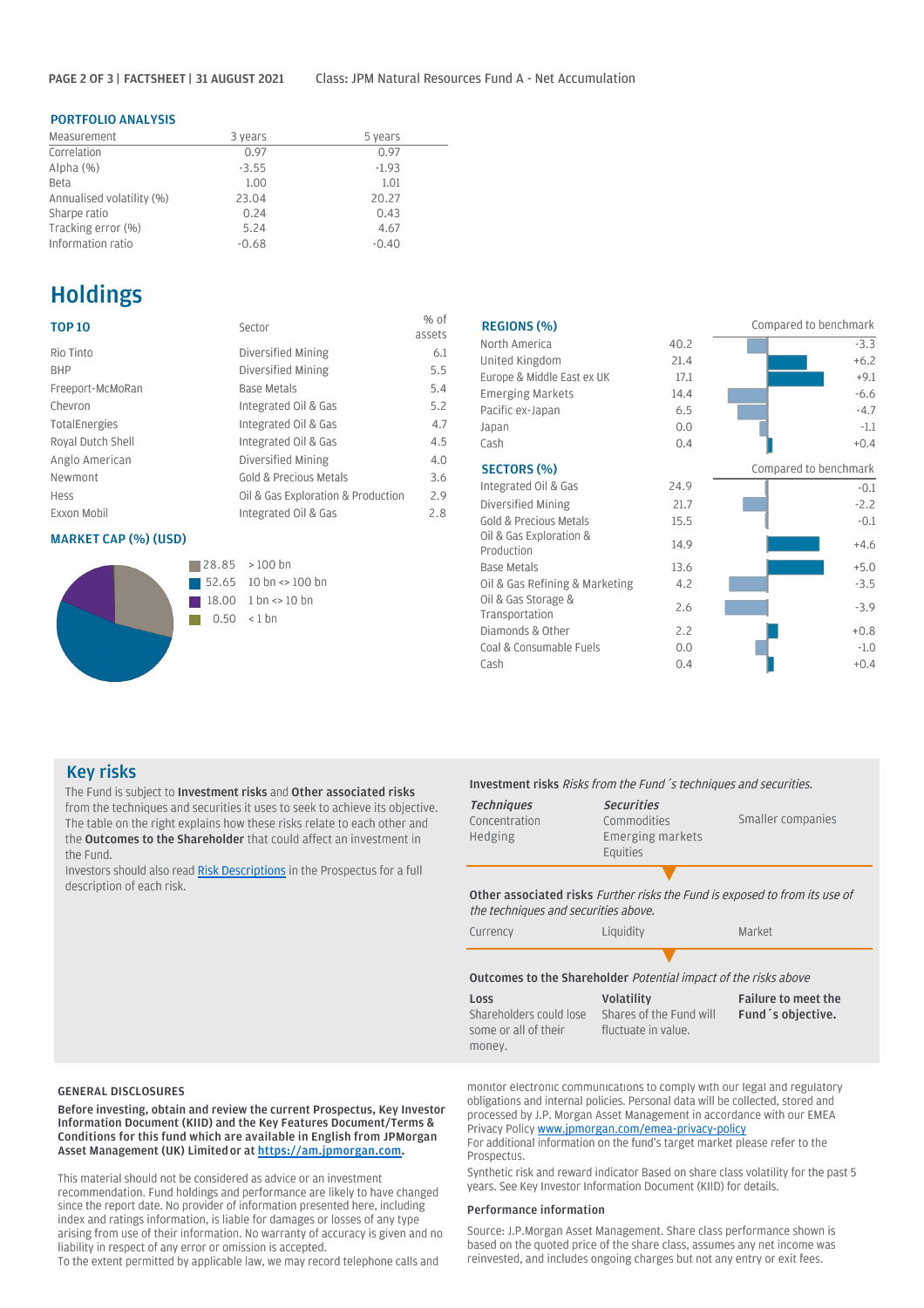### PORTFOLIO ANALYSIS

| Measurement | 3 years | 5 years |
|---|---|---|
| Correlation | 0.97 | 0.97 |
| Alpha (%) | -3.55 | -1.93 |
| Beta | 1.00 | 1.01 |
| Annualised volatility (%) | 23.04 | 20.27 |
| Sharpe ratio | 0.24 | 0.43 |
| Tracking error (%) | 5.24 | 4.67 |
| Information ratio | -0.68 | -0.40 |

# Holdings

### TOP 10

| TOP 10 | Sector | % of assets |
|---|---|---|
| Rio Tinto | Diversified Mining | 6.1 |
| BHP | Diversified Mining | 5.5 |
| Freeport-McMoRan | Base Metals | 5.4 |
| Chevron | Integrated Oil & Gas | 5.2 |
| TotalEnergies | Integrated Oil & Gas | 4.7 |
| Royal Dutch Shell | Integrated Oil & Gas | 4.5 |
| Anglo American | Diversified Mining | 4.0 |
| Newmont | Gold & Precious Metals | 3.6 |
| Hess | Oil & Gas Exploration & Production | 2.9 |
| Exxon Mobil | Integrated Oil & Gas | 2.8 |

### MARKET CAP (%) (USD)

| % | Market cap |
|---|---|
| 28.85 | > 100 bn |
| 52.65 | 10 bn <> 100 bn |
| 18.00 | 1 bn <> 10 bn |
| 0.50 | < 1 bn |

### REGIONS (%)

| Region | % | Compared to benchmark |
|---|---|---|
| North America | 40.2 | -3.3 |
| United Kingdom | 21.4 | +6.2 |
| Europe & Middle East ex UK | 17.1 | +9.1 |
| Emerging Markets | 14.4 | -6.6 |
| Pacific ex-Japan | 6.5 | -4.7 |
| Japan | 0.0 | -1.1 |
| Cash | 0.4 | +0.4 |

### SECTORS (%)

| Sector | % | Compared to benchmark |
|---|---|---|
| Integrated Oil & Gas | 24.9 | -0.1 |
| Diversified Mining | 21.7 | -2.2 |
| Gold & Precious Metals | 15.5 | -0.1 |
| Oil & Gas Exploration & Production | 14.9 | +4.6 |
| Base Metals | 13.6 | +5.0 |
| Oil & Gas Refining & Marketing | 4.2 | -3.5 |
| Oil & Gas Storage & Transportation | 2.6 | -3.9 |
| Diamonds & Other | 2.2 | +0.8 |
| Coal & Consumable Fuels | 0.0 | -1.0 |
| Cash | 0.4 | +0.4 |

## Key risks

The Fund is subject to **Investment risks** and **Other associated risks** from the techniques and securities it uses to seek to achieve its objective. The table on the right explains how these risks relate to each other and the **Outcomes to the Shareholder** that could affect an investment in the Fund.

Investors should also read Risk Descriptions in the Prospectus for a full description of each risk.

**Investment risks** *Risks from the Fund´s techniques and securities.*

| *Techniques* | *Securities* | |
|---|---|---|
| Concentration | Commodities | Smaller companies |
| Hedging | Emerging markets | |
| | Equities | |

**Other associated risks** *Further risks the Fund is exposed to from its use of the techniques and securities above.*

| | | |
|---|---|---|
| Currency | Liquidity | Market |

**Outcomes to the Shareholder** *Potential impact of the risks above*

| Loss | Volatility | Failure to meet the Fund´s objective. |
|---|---|---|
| Shareholders could lose some or all of their money. | Shares of the Fund will fluctuate in value. | |

#### GENERAL DISCLOSURES

**Before investing, obtain and review the current Prospectus, Key Investor Information Document (KIID) and the Key Features Document/Terms & Conditions for this fund which are available in English from JPMorgan Asset Management (UK) Limited or at https://am.jpmorgan.com.**

This material should not be considered as advice or an investment recommendation. Fund holdings and performance are likely to have changed since the report date. No provider of information presented here, including index and ratings information, is liable for damages or losses of any type arising from use of their information. No warranty of accuracy is given and no liability in respect of any error or omission is accepted.

To the extent permitted by applicable law, we may record telephone calls and monitor electronic communications to comply with our legal and regulatory obligations and internal policies. Personal data will be collected, stored and processed by J.P. Morgan Asset Management in accordance with our EMEA Privacy Policy www.jpmorgan.com/emea-privacy-policy

For additional information on the fund's target market please refer to the Prospectus.

Synthetic risk and reward indicator Based on share class volatility for the past 5 years. See Key Investor Information Document (KIID) for details.

#### Performance information

Source: J.P.Morgan Asset Management. Share class performance shown is based on the quoted price of the share class, assumes any net income was reinvested, and includes ongoing charges but not any entry or exit fees.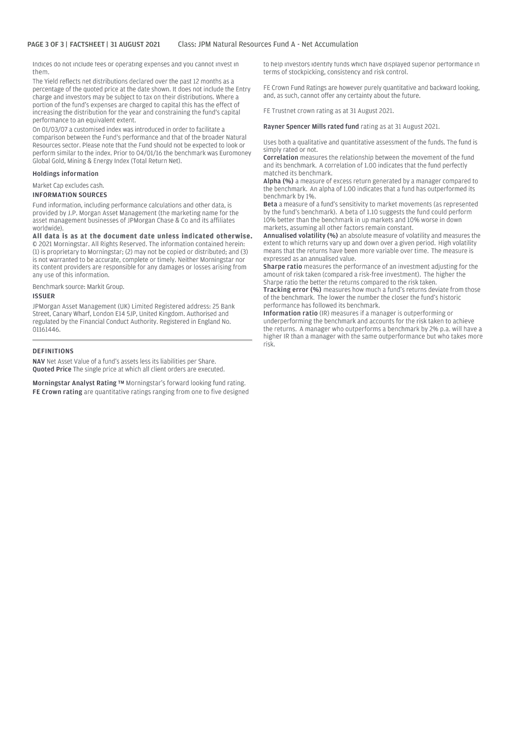Indices do not include fees or operating expenses and you cannot invest in them.

The Yield reflects net distributions declared over the past 12 months as a percentage of the quoted price at the date shown. It does not include the Entry charge and investors may be subject to tax on their distributions. Where a portion of the fund's expenses are charged to capital this has the effect of increasing the distribution for the year and constraining the fund's capital performance to an equivalent extent.

On 01/03/07 a customised index was introduced in order to facilitate a comparison between the Fund's performance and that of the broader Natural Resources sector. Please note that the Fund should not be expected to look or perform similar to the index. Prior to 04/01/16 the benchmark was Euromoney Global Gold, Mining & Energy Index (Total Return Net).

### Holdings information

Market Cap excludes cash.

### INFORMATION SOURCES

Fund information, including performance calculations and other data, is provided by J.P. Morgan Asset Management (the marketing name for the asset management businesses of JPMorgan Chase & Co and its affiliates worldwide).

**All data is as at the document date unless indicated otherwise.**

© 2021 Morningstar. All Rights Reserved. The information contained herein: (1) is proprietary to Morningstar; (2) may not be copied or distributed; and (3) is not warranted to be accurate, complete or timely. Neither Morningstar nor its content providers are responsible for any damages or losses arising from any use of this information.

Benchmark source: Markit Group.

### ISSUER

JPMorgan Asset Management (UK) Limited Registered address: 25 Bank Street, Canary Wharf, London E14 5JP, United Kingdom. Authorised and regulated by the Financial Conduct Authority. Registered in England No. 01161446.

### DEFINITIONS

**NAV** Net Asset Value of a fund's assets less its liabilities per Share.
**Quoted Price** The single price at which all client orders are executed.

**Morningstar Analyst Rating ™** Morningstar's forward looking fund rating.
**FE Crown rating** are quantitative ratings ranging from one to five designed to help investors identify funds which have displayed superior performance in terms of stockpicking, consistency and risk control.

FE Crown Fund Ratings are however purely quantitative and backward looking, and, as such, cannot offer any certainty about the future.

FE Trustnet crown rating as at 31 August 2021.

**Rayner Spencer Mills rated fund** rating as at 31 August 2021.

Uses both a qualitative and quantitative assessment of the funds. The fund is simply rated or not.

**Correlation** measures the relationship between the movement of the fund and its benchmark. A correlation of 1.00 indicates that the fund perfectly matched its benchmark.

**Alpha (%)** a measure of excess return generated by a manager compared to the benchmark. An alpha of 1.00 indicates that a fund has outperformed its benchmark by 1%.

**Beta** a measure of a fund's sensitivity to market movements (as represented by the fund's benchmark). A beta of 1.10 suggests the fund could perform 10% better than the benchmark in up markets and 10% worse in down markets, assuming all other factors remain constant.

**Annualised volatility (%)** an absolute measure of volatility and measures the extent to which returns vary up and down over a given period. High volatility means that the returns have been more variable over time. The measure is expressed as an annualised value.

**Sharpe ratio** measures the performance of an investment adjusting for the amount of risk taken (compared a risk-free investment). The higher the Sharpe ratio the better the returns compared to the risk taken.

**Tracking error (%)** measures how much a fund's returns deviate from those of the benchmark. The lower the number the closer the fund's historic performance has followed its benchmark.

**Information ratio** (IR) measures if a manager is outperforming or underperforming the benchmark and accounts for the risk taken to achieve the returns. A manager who outperforms a benchmark by 2% p.a. will have a higher IR than a manager with the same outperformance but who takes more risk.